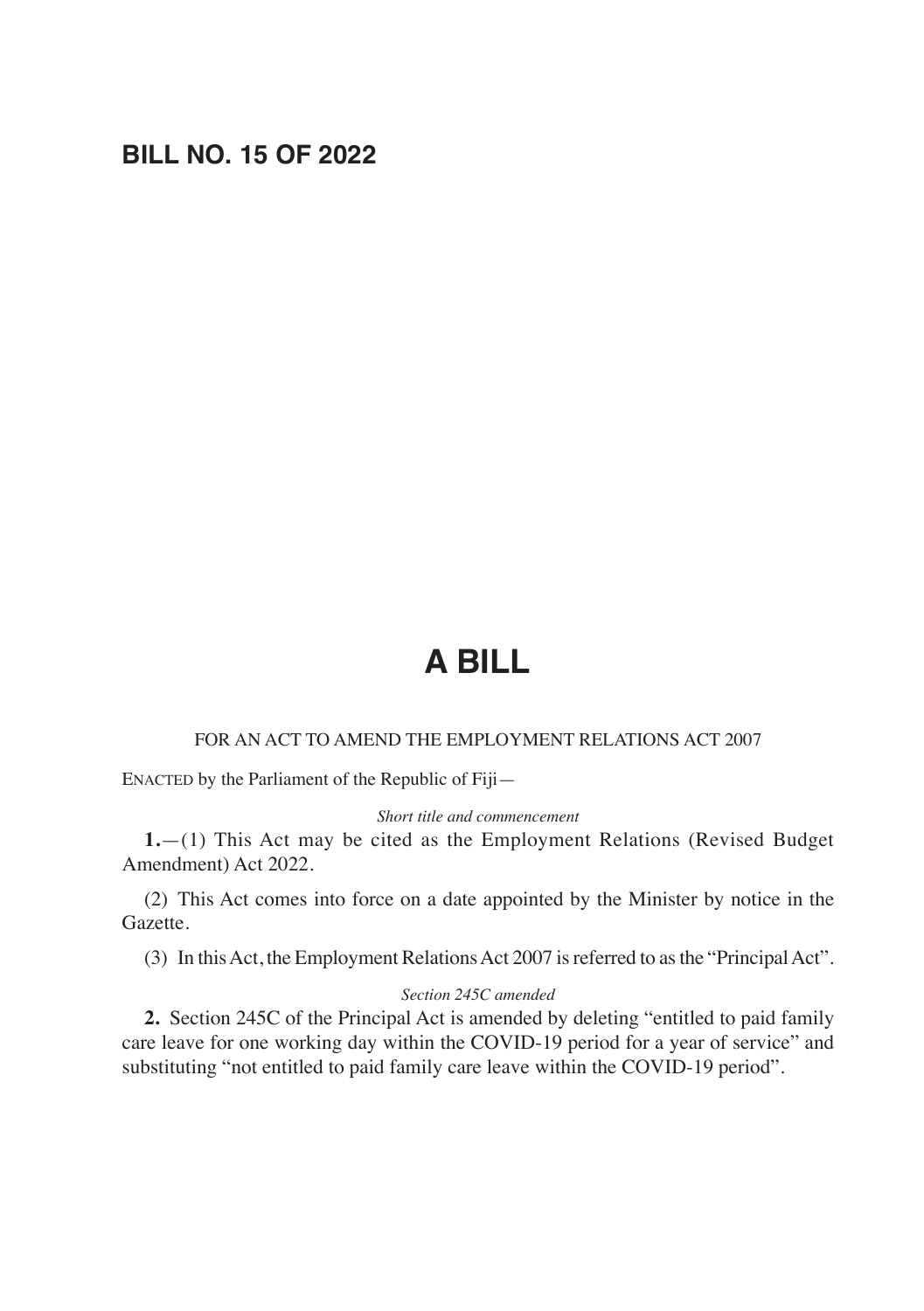## BILL NO. 15 OF 2022

# A BILL

FOR AN ACT TO AMEND THE EMPLOYMENT RELATIONS ACT 2007

ENACTED by the Parliament of the Republic of Fiji—

*Short title and commencement*

**1.**—(1) This Act may be cited as the Employment Relations (Revised Budget Amendment) Act 2022.

(2) This Act comes into force on a date appointed by the Minister by notice in the Gazette.

(3) In this Act, the Employment Relations Act 2007 is referred to as the "Principal Act".

*Section 245C amended*

**2.** Section 245C of the Principal Act is amended by deleting "entitled to paid family care leave for one working day within the COVID-19 period for a year of service" and substituting "not entitled to paid family care leave within the COVID-19 period".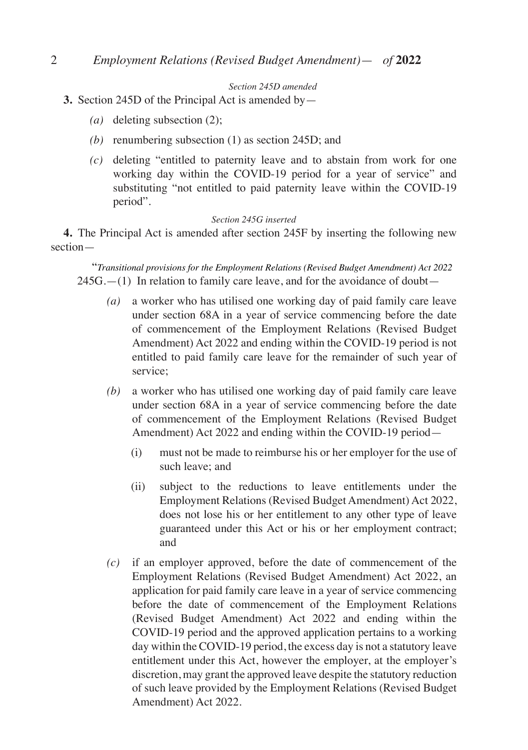*Section 245D amended*

**3.** Section 245D of the Principal Act is amended by—

*(a)* deleting subsection (2);

*(b)* renumbering subsection (1) as section 245D; and

*(c)* deleting "entitled to paternity leave and to abstain from work for one working day within the COVID-19 period for a year of service" and substituting "not entitled to paid paternity leave within the COVID-19 period".

*Section 245G inserted*

**4.** The Principal Act is amended after section 245F by inserting the following new section—

"*Transitional provisions for the Employment Relations (Revised Budget Amendment) Act 2022*

245G.—(1) In relation to family care leave, and for the avoidance of doubt—

*(a)* a worker who has utilised one working day of paid family care leave under section 68A in a year of service commencing before the date of commencement of the Employment Relations (Revised Budget Amendment) Act 2022 and ending within the COVID-19 period is not entitled to paid family care leave for the remainder of such year of service;

*(b)* a worker who has utilised one working day of paid family care leave under section 68A in a year of service commencing before the date of commencement of the Employment Relations (Revised Budget Amendment) Act 2022 and ending within the COVID-19 period—

(i) must not be made to reimburse his or her employer for the use of such leave; and

(ii) subject to the reductions to leave entitlements under the Employment Relations (Revised Budget Amendment) Act 2022, does not lose his or her entitlement to any other type of leave guaranteed under this Act or his or her employment contract; and

*(c)* if an employer approved, before the date of commencement of the Employment Relations (Revised Budget Amendment) Act 2022, an application for paid family care leave in a year of service commencing before the date of commencement of the Employment Relations (Revised Budget Amendment) Act 2022 and ending within the COVID-19 period and the approved application pertains to a working day within the COVID-19 period, the excess day is not a statutory leave entitlement under this Act, however the employer, at the employer's discretion, may grant the approved leave despite the statutory reduction of such leave provided by the Employment Relations (Revised Budget Amendment) Act 2022.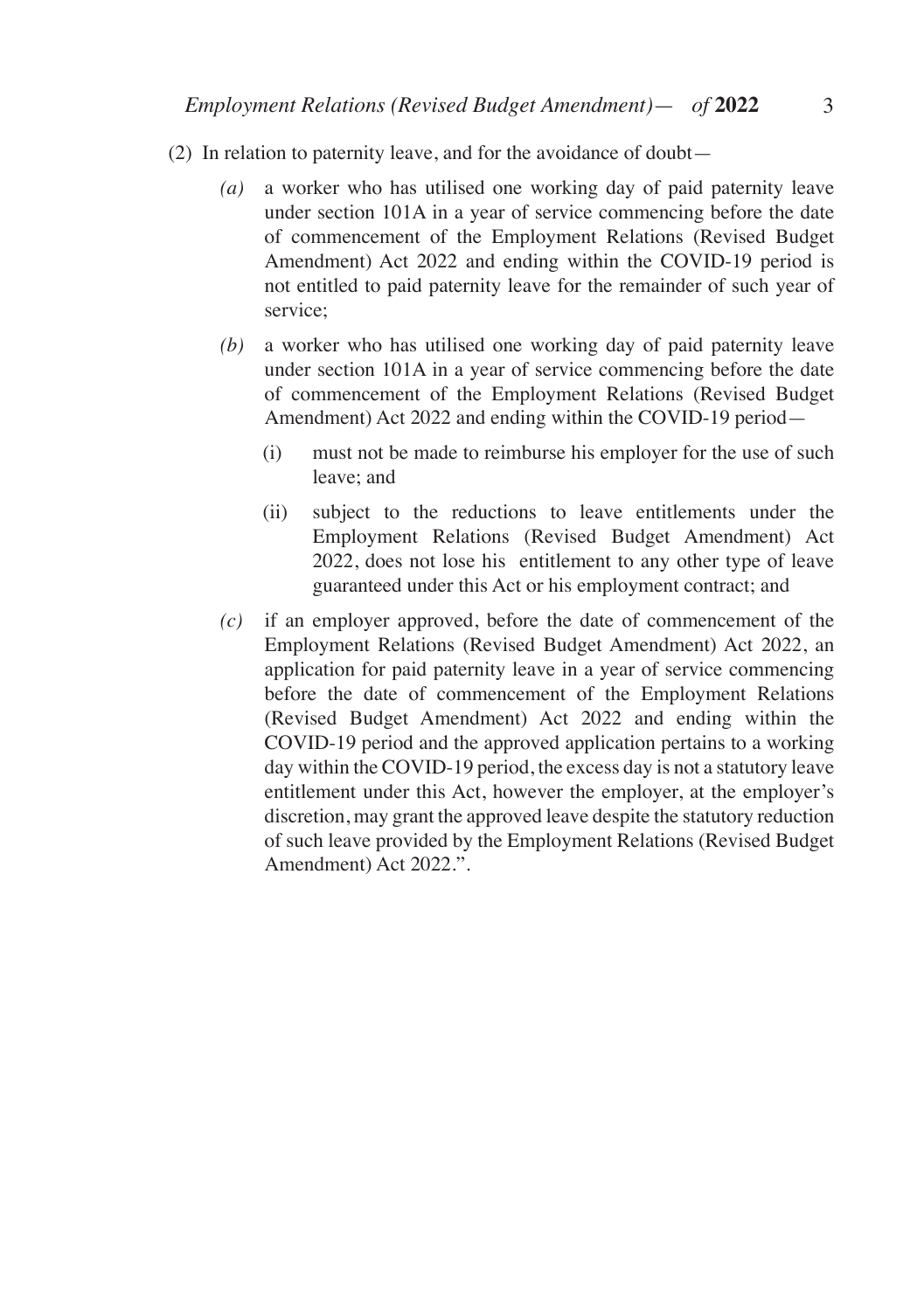(2) In relation to paternity leave, and for the avoidance of doubt—

*(a)* a worker who has utilised one working day of paid paternity leave under section 101A in a year of service commencing before the date of commencement of the Employment Relations (Revised Budget Amendment) Act 2022 and ending within the COVID-19 period is not entitled to paid paternity leave for the remainder of such year of service;

*(b)* a worker who has utilised one working day of paid paternity leave under section 101A in a year of service commencing before the date of commencement of the Employment Relations (Revised Budget Amendment) Act 2022 and ending within the COVID-19 period—

(i) must not be made to reimburse his employer for the use of such leave; and

(ii) subject to the reductions to leave entitlements under the Employment Relations (Revised Budget Amendment) Act 2022, does not lose his entitlement to any other type of leave guaranteed under this Act or his employment contract; and

*(c)* if an employer approved, before the date of commencement of the Employment Relations (Revised Budget Amendment) Act 2022, an application for paid paternity leave in a year of service commencing before the date of commencement of the Employment Relations (Revised Budget Amendment) Act 2022 and ending within the COVID-19 period and the approved application pertains to a working day within the COVID-19 period, the excess day is not a statutory leave entitlement under this Act, however the employer, at the employer's discretion, may grant the approved leave despite the statutory reduction of such leave provided by the Employment Relations (Revised Budget Amendment) Act 2022.".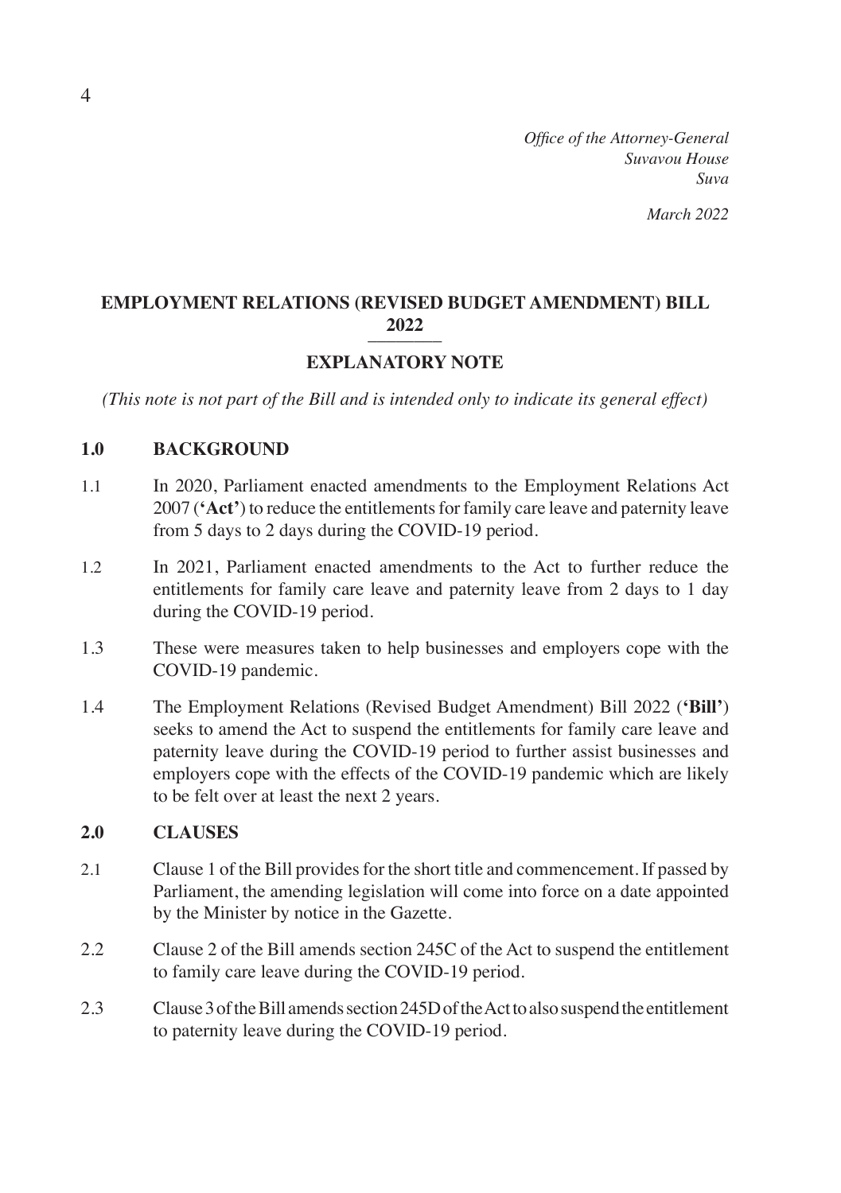*Office of the Attorney-General*
*Suvavou House*
*Suva*

*March 2022*

## EMPLOYMENT RELATIONS (REVISED BUDGET AMENDMENT) BILL 2022

## EXPLANATORY NOTE

*(This note is not part of the Bill and is intended only to indicate its general effect)*

### 1.0 BACKGROUND

1.1 In 2020, Parliament enacted amendments to the Employment Relations Act 2007 (**'Act'**) to reduce the entitlements for family care leave and paternity leave from 5 days to 2 days during the COVID-19 period.

1.2 In 2021, Parliament enacted amendments to the Act to further reduce the entitlements for family care leave and paternity leave from 2 days to 1 day during the COVID-19 period.

1.3 These were measures taken to help businesses and employers cope with the COVID-19 pandemic.

1.4 The Employment Relations (Revised Budget Amendment) Bill 2022 (**'Bill'**) seeks to amend the Act to suspend the entitlements for family care leave and paternity leave during the COVID-19 period to further assist businesses and employers cope with the effects of the COVID-19 pandemic which are likely to be felt over at least the next 2 years.

### 2.0 CLAUSES

2.1 Clause 1 of the Bill provides for the short title and commencement. If passed by Parliament, the amending legislation will come into force on a date appointed by the Minister by notice in the Gazette.

2.2 Clause 2 of the Bill amends section 245C of the Act to suspend the entitlement to family care leave during the COVID-19 period.

2.3 Clause 3 of the Bill amends section 245D of the Act to also suspend the entitlement to paternity leave during the COVID-19 period.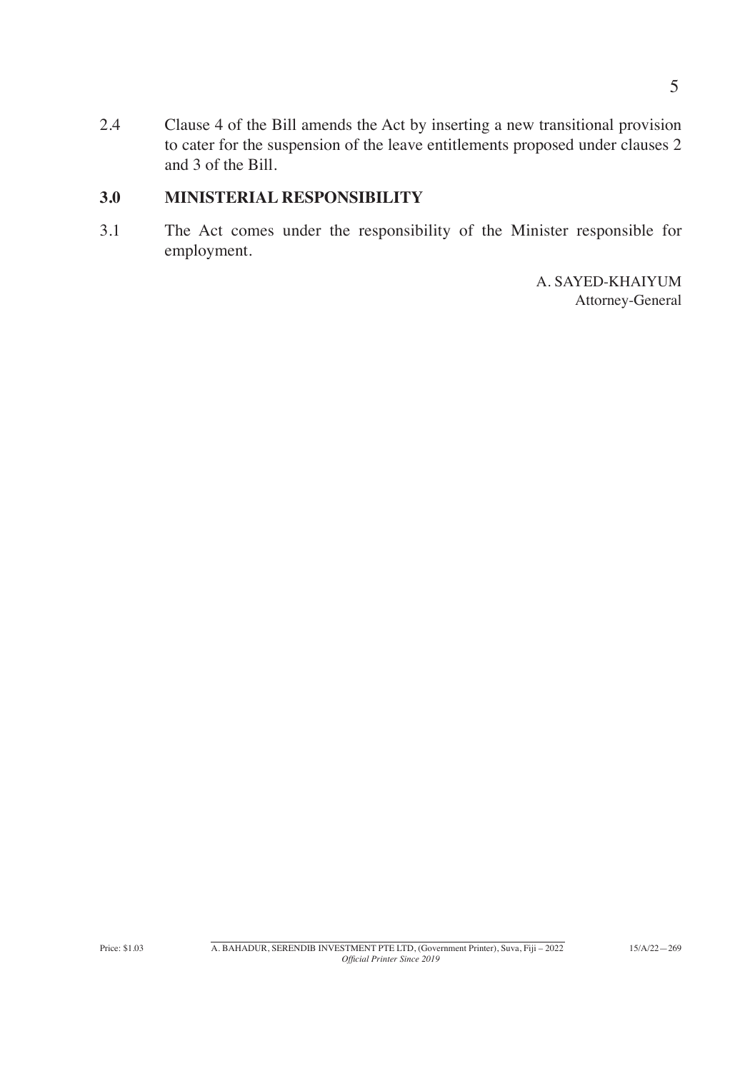2.4 Clause 4 of the Bill amends the Act by inserting a new transitional provision to cater for the suspension of the leave entitlements proposed under clauses 2 and 3 of the Bill.

## 3.0 MINISTERIAL RESPONSIBILITY

3.1 The Act comes under the responsibility of the Minister responsible for employment.

A. SAYED-KHAIYUM
Attorney-General

Price: $1.03

A. BAHADUR, SERENDIB INVESTMENT PTE LTD, (Government Printer), Suva, Fiji – 2022
*Official Printer Since 2019*

15/A/22—269